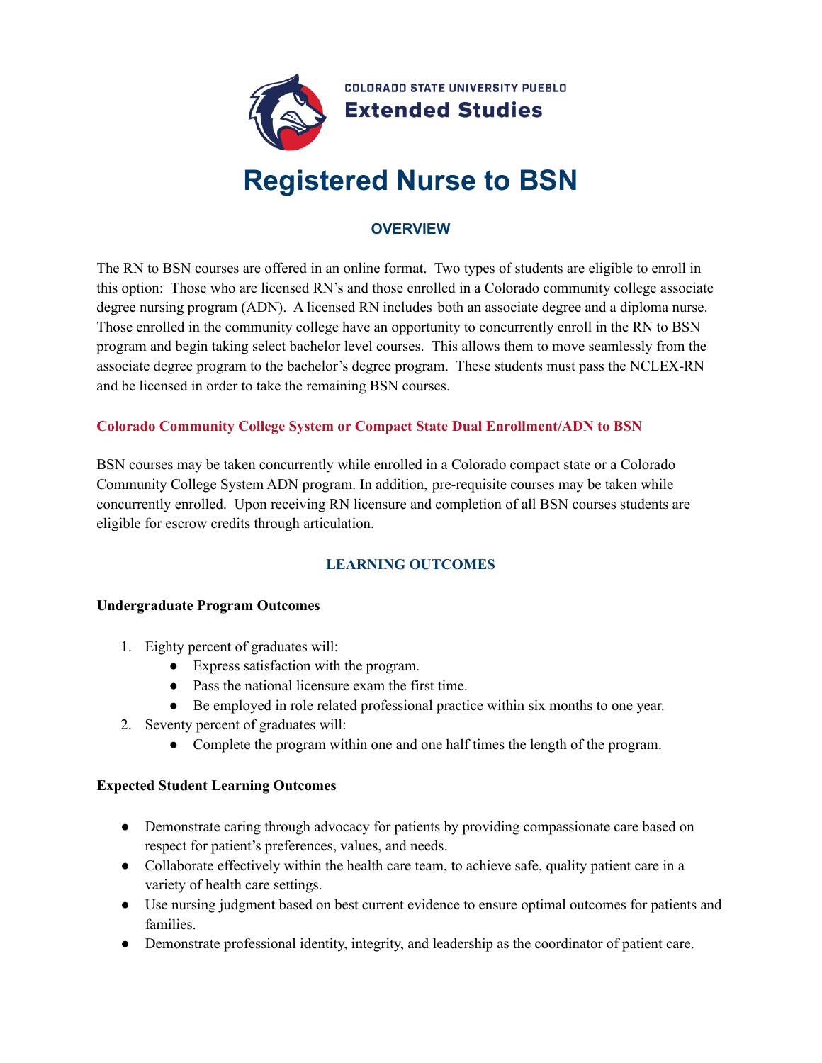COLORADO STATE UNIVERSITY PUEBLO
**Extended Studies**

# Registered Nurse to BSN

## OVERVIEW

The RN to BSN courses are offered in an online format. Two types of students are eligible to enroll in this option: Those who are licensed RN's and those enrolled in a Colorado community college associate degree nursing program (ADN). A licensed RN includes both an associate degree and a diploma nurse. Those enrolled in the community college have an opportunity to concurrently enroll in the RN to BSN program and begin taking select bachelor level courses. This allows them to move seamlessly from the associate degree program to the bachelor's degree program. These students must pass the NCLEX-RN and be licensed in order to take the remaining BSN courses.

### Colorado Community College System or Compact State Dual Enrollment/ADN to BSN

BSN courses may be taken concurrently while enrolled in a Colorado compact state or a Colorado Community College System ADN program. In addition, pre-requisite courses may be taken while concurrently enrolled. Upon receiving RN licensure and completion of all BSN courses students are eligible for escrow credits through articulation.

## LEARNING OUTCOMES

**Undergraduate Program Outcomes**

1. Eighty percent of graduates will:
   - Express satisfaction with the program.
   - Pass the national licensure exam the first time.
   - Be employed in role related professional practice within six months to one year.
2. Seventy percent of graduates will:
   - Complete the program within one and one half times the length of the program.

**Expected Student Learning Outcomes**

- Demonstrate caring through advocacy for patients by providing compassionate care based on respect for patient's preferences, values, and needs.
- Collaborate effectively within the health care team, to achieve safe, quality patient care in a variety of health care settings.
- Use nursing judgment based on best current evidence to ensure optimal outcomes for patients and families.
- Demonstrate professional identity, integrity, and leadership as the coordinator of patient care.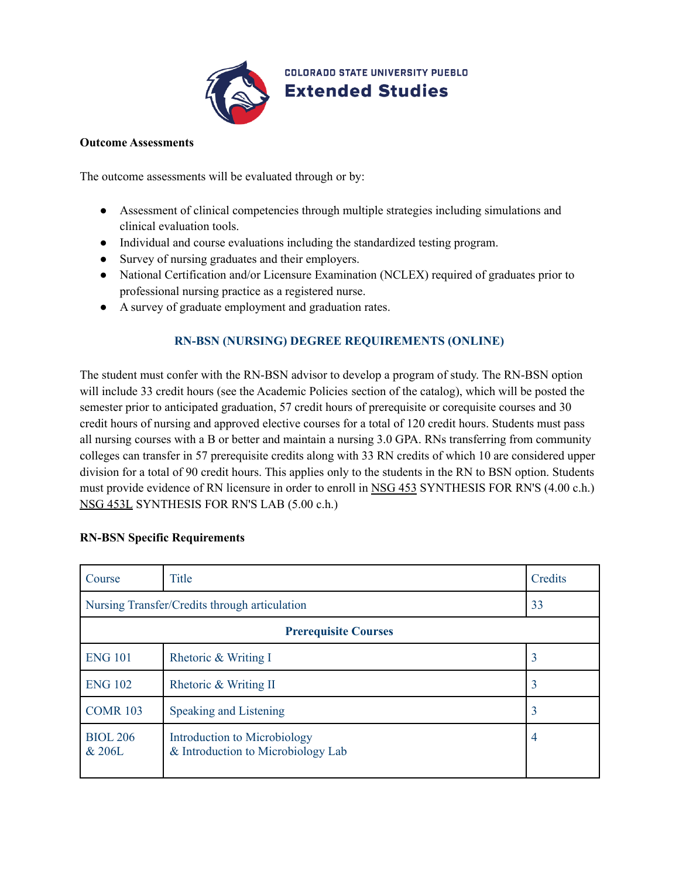**Outcome Assessments**

The outcome assessments will be evaluated through or by:

- Assessment of clinical competencies through multiple strategies including simulations and clinical evaluation tools.
- Individual and course evaluations including the standardized testing program.
- Survey of nursing graduates and their employers.
- National Certification and/or Licensure Examination (NCLEX) required of graduates prior to professional nursing practice as a registered nurse.
- A survey of graduate employment and graduation rates.

## RN-BSN (NURSING) DEGREE REQUIREMENTS (ONLINE)

The student must confer with the RN-BSN advisor to develop a program of study. The RN-BSN option will include 33 credit hours (see the Academic Policies section of the catalog), which will be posted the semester prior to anticipated graduation, 57 credit hours of prerequisite or corequisite courses and 30 credit hours of nursing and approved elective courses for a total of 120 credit hours. Students must pass all nursing courses with a B or better and maintain a nursing 3.0 GPA. RNs transferring from community colleges can transfer in 57 prerequisite credits along with 33 RN credits of which 10 are considered upper division for a total of 90 credit hours. This applies only to the students in the RN to BSN option. Students must provide evidence of RN licensure in order to enroll in NSG 453 SYNTHESIS FOR RN'S (4.00 c.h.) NSG 453L SYNTHESIS FOR RN'S LAB (5.00 c.h.)

**RN-BSN Specific Requirements**

| Course | Title | Credits |
|---|---|---|
| Nursing Transfer/Credits through articulation | | 33 |
| **Prerequisite Courses** | | |
| ENG 101 | Rhetoric & Writing I | 3 |
| ENG 102 | Rhetoric & Writing II | 3 |
| COMR 103 | Speaking and Listening | 3 |
| BIOL 206 & 206L | Introduction to Microbiology & Introduction to Microbiology Lab | 4 |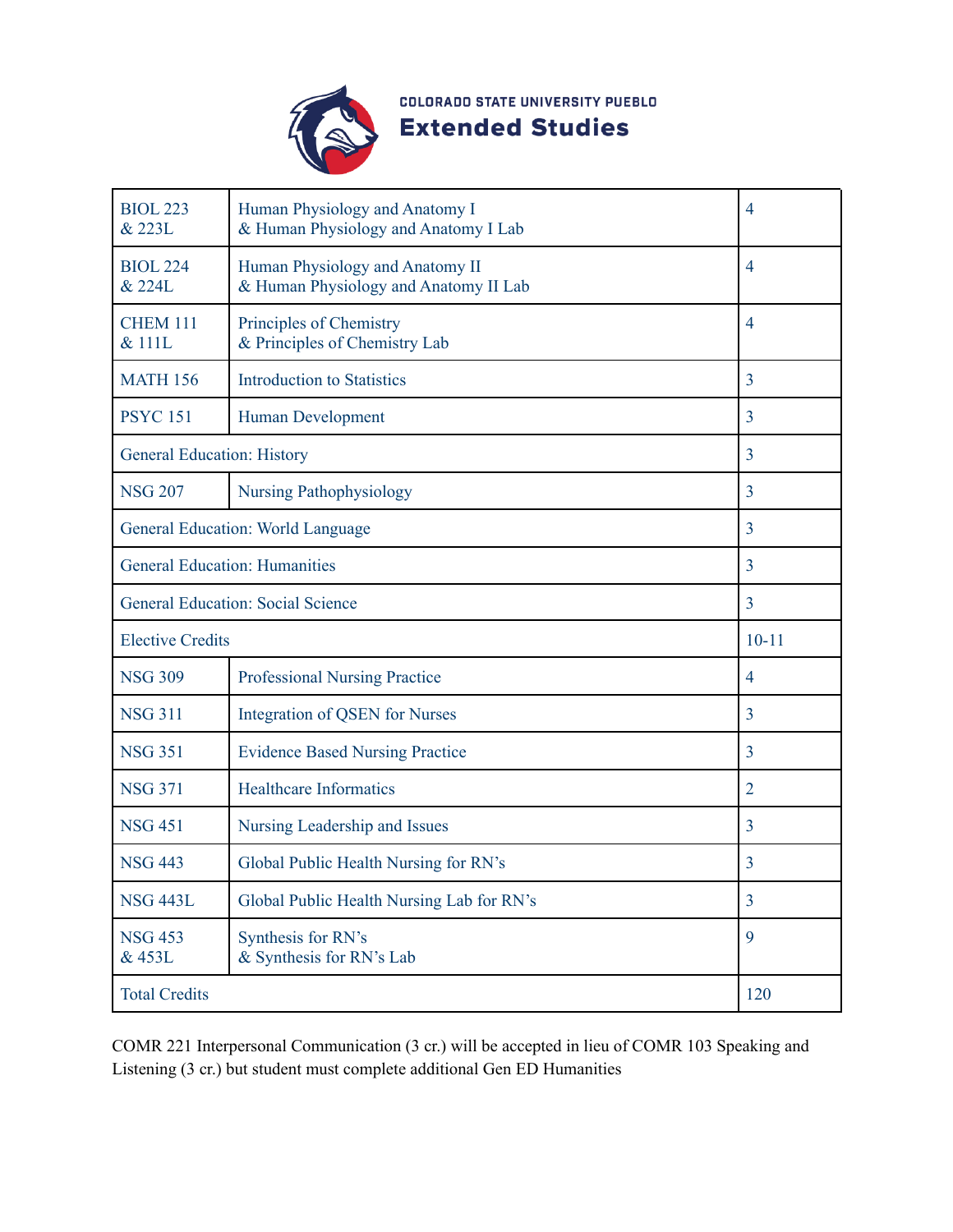| | | |
|---|---|---|
| BIOL 223 & 223L | Human Physiology and Anatomy I & Human Physiology and Anatomy I Lab | 4 |
| BIOL 224 & 224L | Human Physiology and Anatomy II & Human Physiology and Anatomy II Lab | 4 |
| CHEM 111 & 111L | Principles of Chemistry & Principles of Chemistry Lab | 4 |
| MATH 156 | Introduction to Statistics | 3 |
| PSYC 151 | Human Development | 3 |
| General Education: History | | 3 |
| NSG 207 | Nursing Pathophysiology | 3 |
| General Education: World Language | | 3 |
| General Education: Humanities | | 3 |
| General Education: Social Science | | 3 |
| Elective Credits | | 10-11 |
| NSG 309 | Professional Nursing Practice | 4 |
| NSG 311 | Integration of QSEN for Nurses | 3 |
| NSG 351 | Evidence Based Nursing Practice | 3 |
| NSG 371 | Healthcare Informatics | 2 |
| NSG 451 | Nursing Leadership and Issues | 3 |
| NSG 443 | Global Public Health Nursing for RN's | 3 |
| NSG 443L | Global Public Health Nursing Lab for RN's | 3 |
| NSG 453 & 453L | Synthesis for RN's & Synthesis for RN's Lab | 9 |
| Total Credits | | 120 |

COMR 221 Interpersonal Communication (3 cr.) will be accepted in lieu of COMR 103 Speaking and Listening (3 cr.) but student must complete additional Gen ED Humanities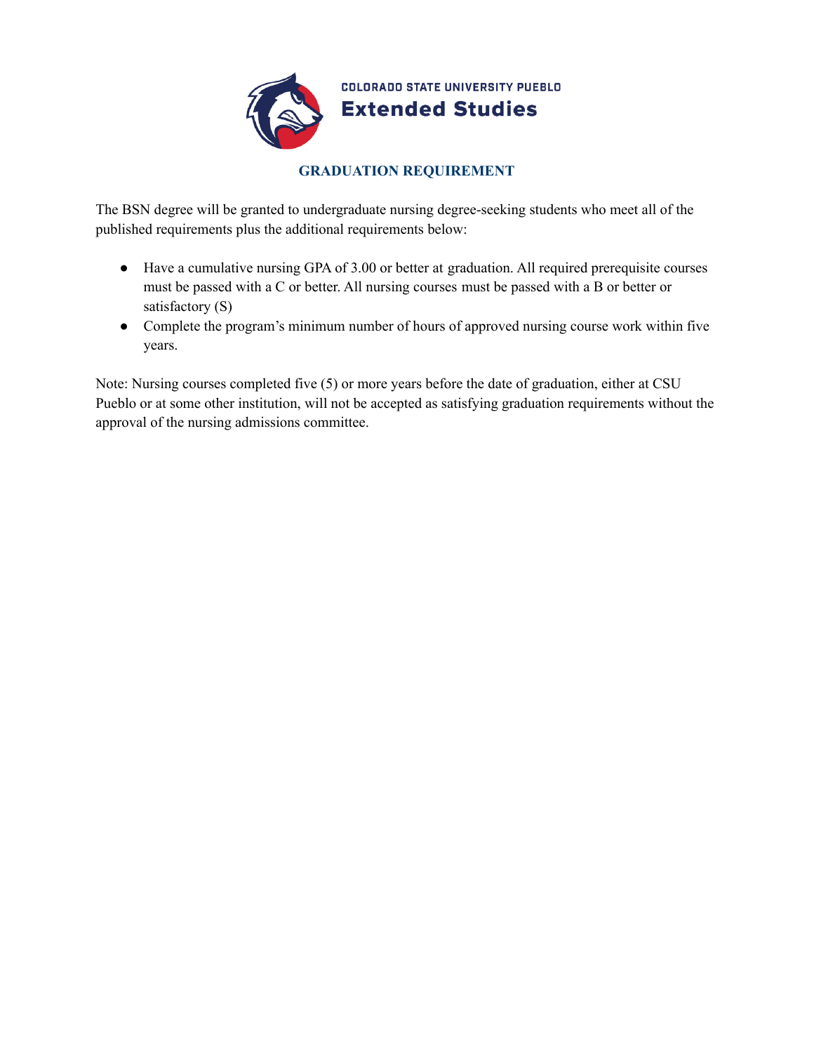COLORADO STATE UNIVERSITY PUEBLO
Extended Studies

## GRADUATION REQUIREMENT

The BSN degree will be granted to undergraduate nursing degree-seeking students who meet all of the published requirements plus the additional requirements below:

- Have a cumulative nursing GPA of 3.00 or better at graduation. All required prerequisite courses must be passed with a C or better. All nursing courses must be passed with a B or better or satisfactory (S)
- Complete the program's minimum number of hours of approved nursing course work within five years.

Note: Nursing courses completed five (5) or more years before the date of graduation, either at CSU Pueblo or at some other institution, will not be accepted as satisfying graduation requirements without the approval of the nursing admissions committee.